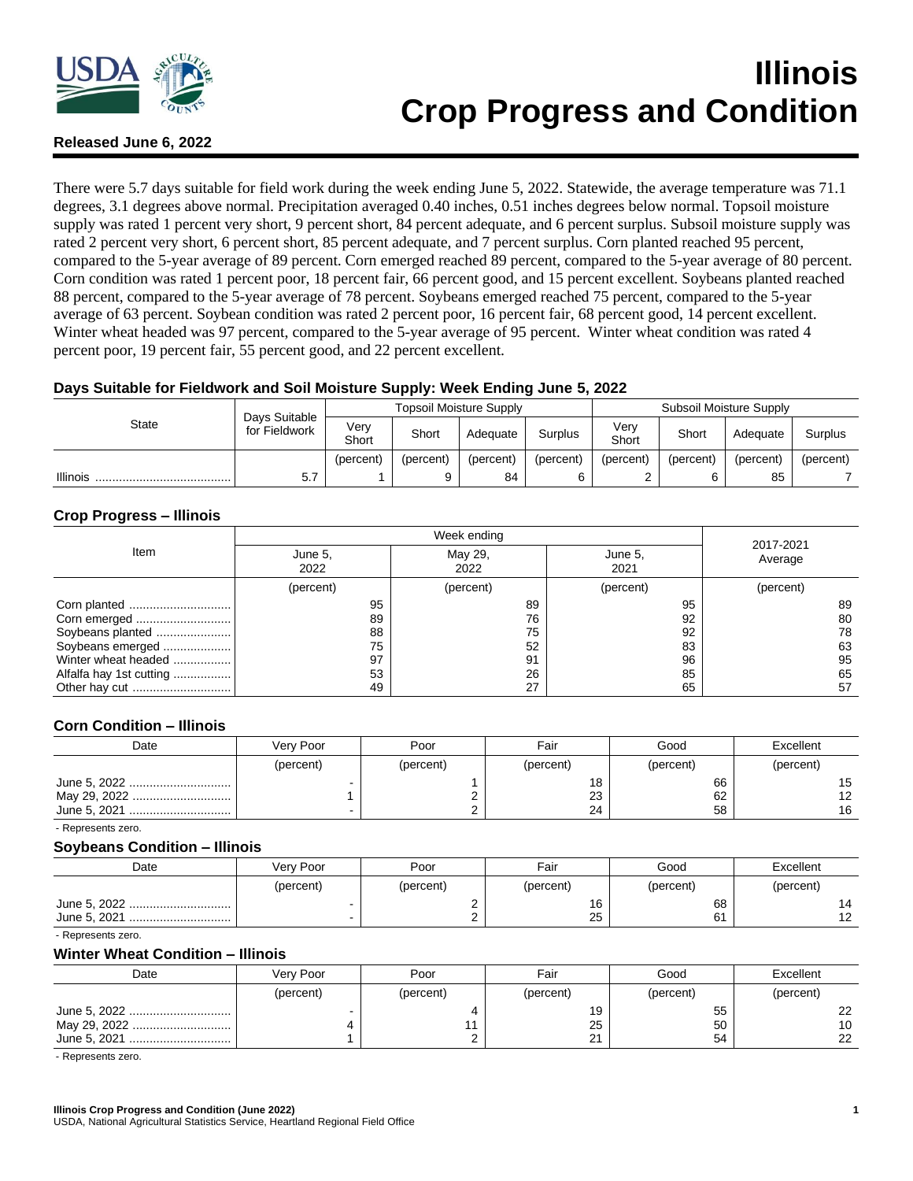# Illinois Crop Progress and Condition

**Released June 6, 2022**

There were 5.7 days suitable for field work during the week ending June 5, 2022. Statewide, the average temperature was 71.1 degrees, 3.1 degrees above normal. Precipitation averaged 0.40 inches, 0.51 inches degrees below normal. Topsoil moisture supply was rated 1 percent very short, 9 percent short, 84 percent adequate, and 6 percent surplus. Subsoil moisture supply was rated 2 percent very short, 6 percent short, 85 percent adequate, and 7 percent surplus. Corn planted reached 95 percent, compared to the 5-year average of 89 percent. Corn emerged reached 89 percent, compared to the 5-year average of 80 percent. Corn condition was rated 1 percent poor, 18 percent fair, 66 percent good, and 15 percent excellent. Soybeans planted reached 88 percent, compared to the 5-year average of 78 percent. Soybeans emerged reached 75 percent, compared to the 5-year average of 63 percent. Soybean condition was rated 2 percent poor, 16 percent fair, 68 percent good, 14 percent excellent. Winter wheat headed was 97 percent, compared to the 5-year average of 95 percent. Winter wheat condition was rated 4 percent poor, 19 percent fair, 55 percent good, and 22 percent excellent.

### Days Suitable for Fieldwork and Soil Moisture Supply: Week Ending June 5, 2022

| State | Days Suitable for Fieldwork | Topsoil Moisture Supply | | | | Subsoil Moisture Supply | | | |
|---|---|---|---|---|---|---|---|---|---|
| | | Very Short | Short | Adequate | Surplus | Very Short | Short | Adequate | Surplus |
| | | (percent) | (percent) | (percent) | (percent) | (percent) | (percent) | (percent) | (percent) |
| Illinois | 5.7 | 1 | 9 | 84 | 6 | 2 | 6 | 85 | 7 |

### Crop Progress – Illinois

| Item | Week ending | | | 2017-2021 Average |
|---|---|---|---|---|
| | June 5, 2022 | May 29, 2022 | June 5, 2021 | |
| | (percent) | (percent) | (percent) | (percent) |
| Corn planted | 95 | 89 | 95 | 89 |
| Corn emerged | 89 | 76 | 92 | 80 |
| Soybeans planted | 88 | 75 | 92 | 78 |
| Soybeans emerged | 75 | 52 | 83 | 63 |
| Winter wheat headed | 97 | 91 | 96 | 95 |
| Alfalfa hay 1st cutting | 53 | 26 | 85 | 65 |
| Other hay cut | 49 | 27 | 65 | 57 |

### Corn Condition – Illinois

| Date | Very Poor | Poor | Fair | Good | Excellent |
|---|---|---|---|---|---|
| | (percent) | (percent) | (percent) | (percent) | (percent) |
| June 5, 2022 | - | 1 | 18 | 66 | 15 |
| May 29, 2022 | 1 | 2 | 23 | 62 | 12 |
| June 5, 2021 | - | 2 | 24 | 58 | 16 |

- Represents zero.

### Soybeans Condition – Illinois

| Date | Very Poor | Poor | Fair | Good | Excellent |
|---|---|---|---|---|---|
| | (percent) | (percent) | (percent) | (percent) | (percent) |
| June 5, 2022 | - | 2 | 16 | 68 | 14 |
| June 5, 2021 | - | 2 | 25 | 61 | 12 |

- Represents zero.

### Winter Wheat Condition – Illinois

| Date | Very Poor | Poor | Fair | Good | Excellent |
|---|---|---|---|---|---|
| | (percent) | (percent) | (percent) | (percent) | (percent) |
| June 5, 2022 | - | 4 | 19 | 55 | 22 |
| May 29, 2022 | 4 | 11 | 25 | 50 | 10 |
| June 5, 2021 | 1 | 2 | 21 | 54 | 22 |

- Represents zero.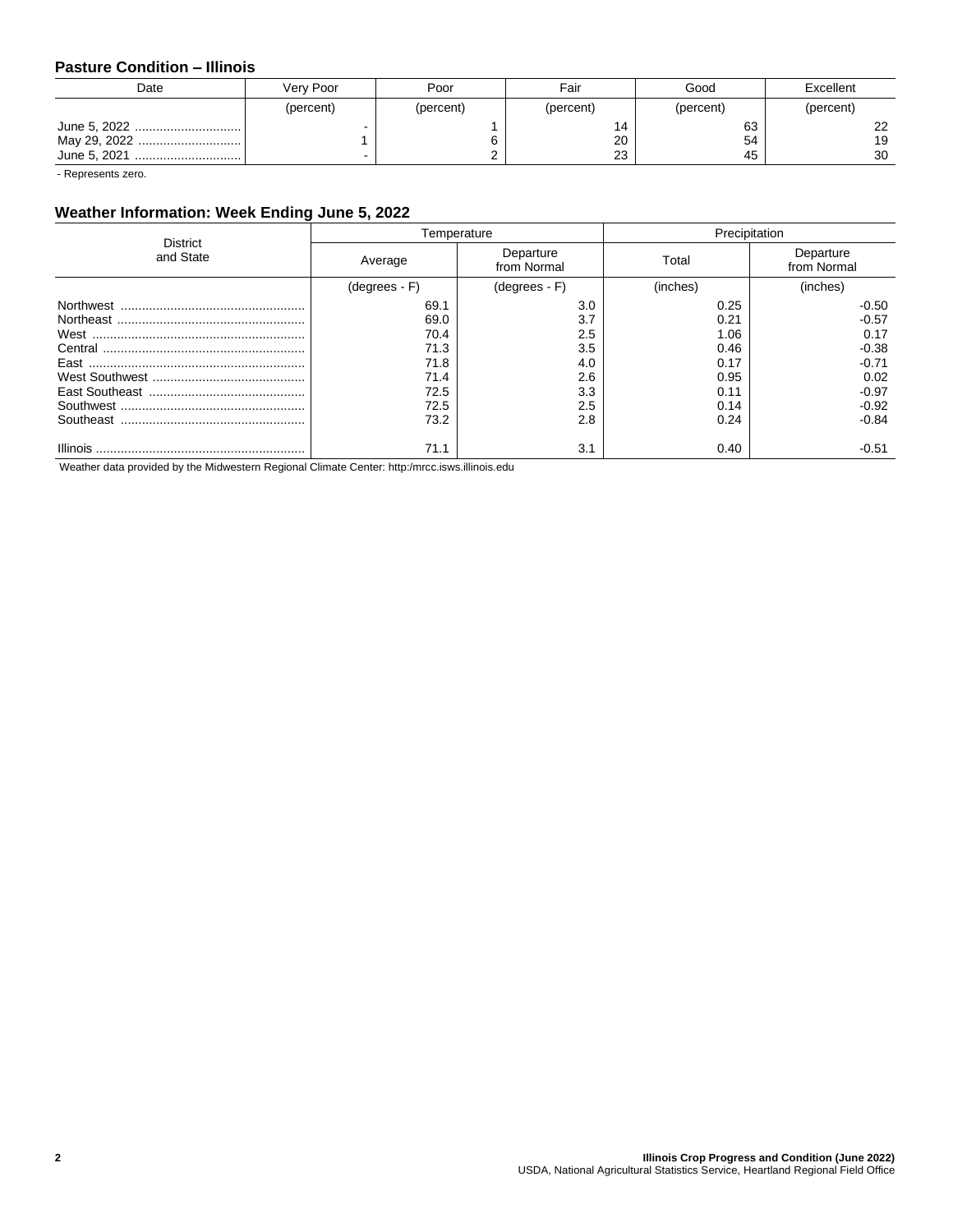## Pasture Condition – Illinois

| Date | Very Poor | Poor | Fair | Good | Excellent |
|---|---|---|---|---|---|
| | (percent) | (percent) | (percent) | (percent) | (percent) |
| June 5, 2022 | - | 1 | 14 | 63 | 22 |
| May 29, 2022 | 1 | 6 | 20 | 54 | 19 |
| June 5, 2021 | - | 2 | 23 | 45 | 30 |

- Represents zero.

## Weather Information: Week Ending June 5, 2022

| District and State | Temperature | | Precipitation | |
|---|---|---|---|---|
| | Average | Departure from Normal | Total | Departure from Normal |
| | (degrees - F) | (degrees - F) | (inches) | (inches) |
| Northwest | 69.1 | 3.0 | 0.25 | -0.50 |
| Northeast | 69.0 | 3.7 | 0.21 | -0.57 |
| West | 70.4 | 2.5 | 1.06 | 0.17 |
| Central | 71.3 | 3.5 | 0.46 | -0.38 |
| East | 71.8 | 4.0 | 0.17 | -0.71 |
| West Southwest | 71.4 | 2.6 | 0.95 | 0.02 |
| East Southeast | 72.5 | 3.3 | 0.11 | -0.97 |
| Southwest | 72.5 | 2.5 | 0.14 | -0.92 |
| Southeast | 73.2 | 2.8 | 0.24 | -0.84 |
| Illinois | 71.1 | 3.1 | 0.40 | -0.51 |

Weather data provided by the Midwestern Regional Climate Center: http:/mrcc.isws.illinois.edu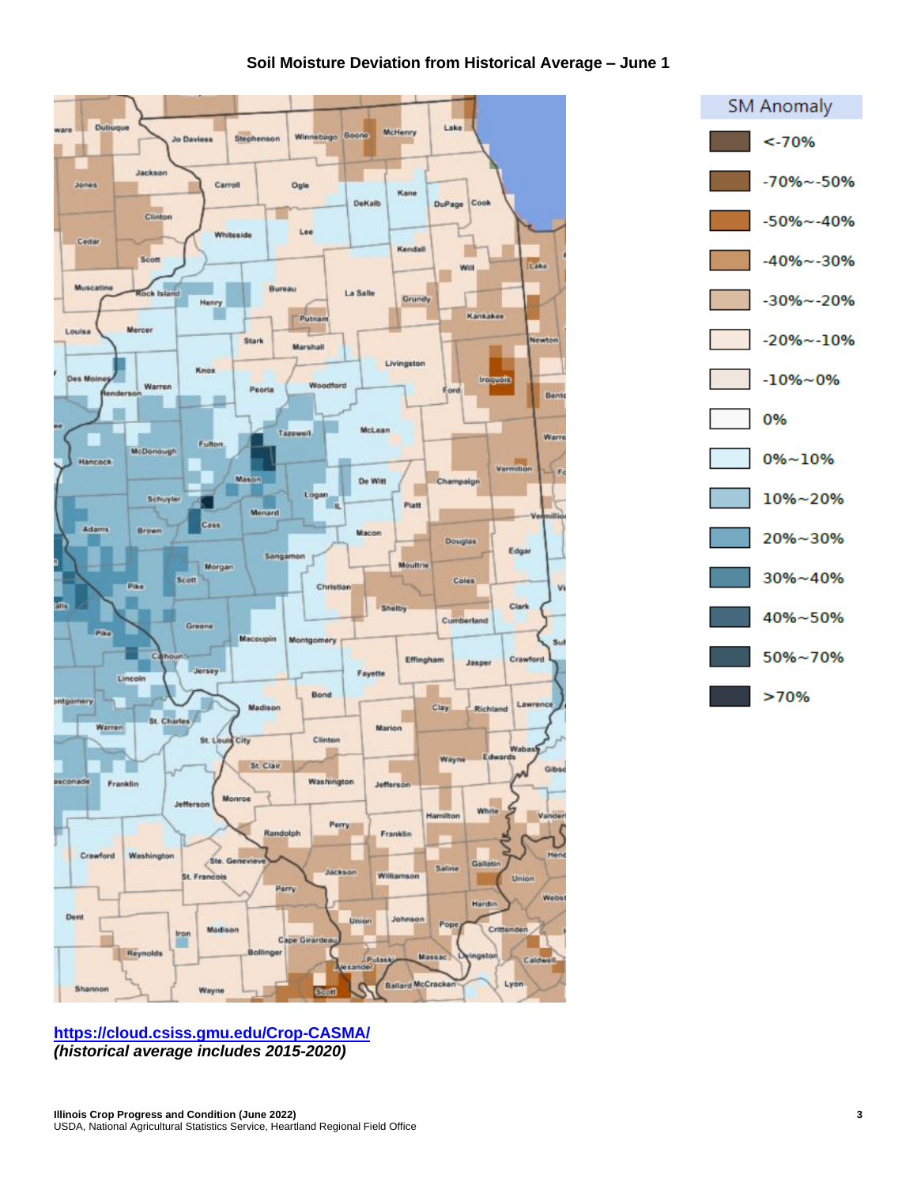**Soil Moisture Deviation from Historical Average – June 1**

**https://cloud.csiss.gmu.edu/Crop-CASMA/**
***(historical average includes 2015-2020)***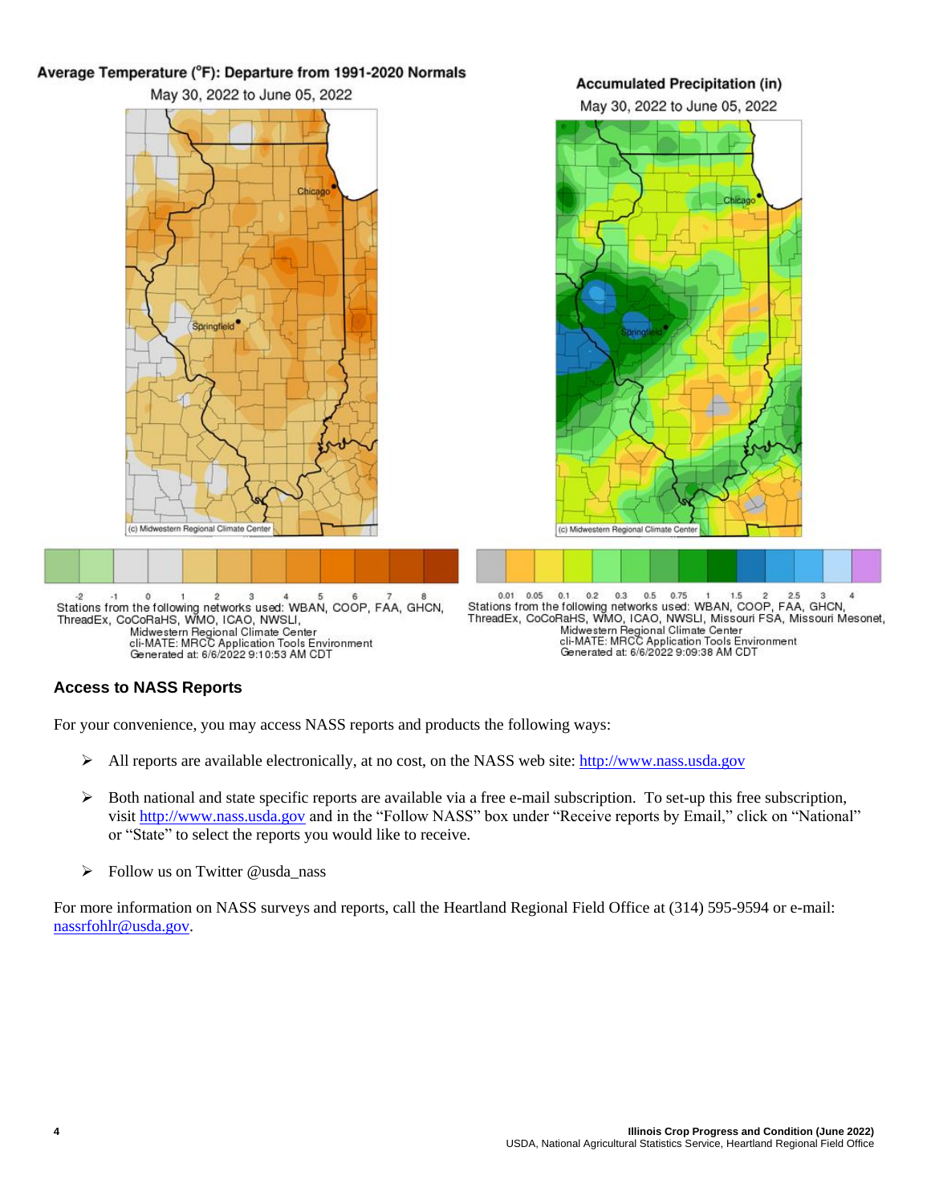**Average Temperature (°F): Departure from 1991-2020 Normals**

May 30, 2022 to June 05, 2022

Chicago

Springfield

(c) Midwestern Regional Climate Center

-2 -1 0 1 2 3 4 5 6 7 8

Stations from the following networks used: WBAN, COOP, FAA, GHCN, ThreadEx, CoCoRaHS, WMO, ICAO, NWSLI,
Midwestern Regional Climate Center
cli-MATE: MRCC Application Tools Environment
Generated at: 6/6/2022 9:10:53 AM CDT

**Accumulated Precipitation (in)**

May 30, 2022 to June 05, 2022

Chicago

Springfield

(c) Midwestern Regional Climate Center

0.01 0.05 0.1 0.2 0.3 0.5 0.75 1 1.5 2 2.5 3 4

Stations from the following networks used: WBAN, COOP, FAA, GHCN, ThreadEx, CoCoRaHS, WMO, ICAO, NWSLI, Missouri FSA, Missouri Mesonet,
Midwestern Regional Climate Center
cli-MATE: MRCC Application Tools Environment
Generated at: 6/6/2022 9:09:38 AM CDT

## Access to NASS Reports

For your convenience, you may access NASS reports and products the following ways:

- All reports are available electronically, at no cost, on the NASS web site: http://www.nass.usda.gov
- Both national and state specific reports are available via a free e-mail subscription. To set-up this free subscription, visit http://www.nass.usda.gov and in the "Follow NASS" box under "Receive reports by Email," click on "National" or "State" to select the reports you would like to receive.
- Follow us on Twitter @usda_nass

For more information on NASS surveys and reports, call the Heartland Regional Field Office at (314) 595-9594 or e-mail: nassrfohlr@usda.gov.